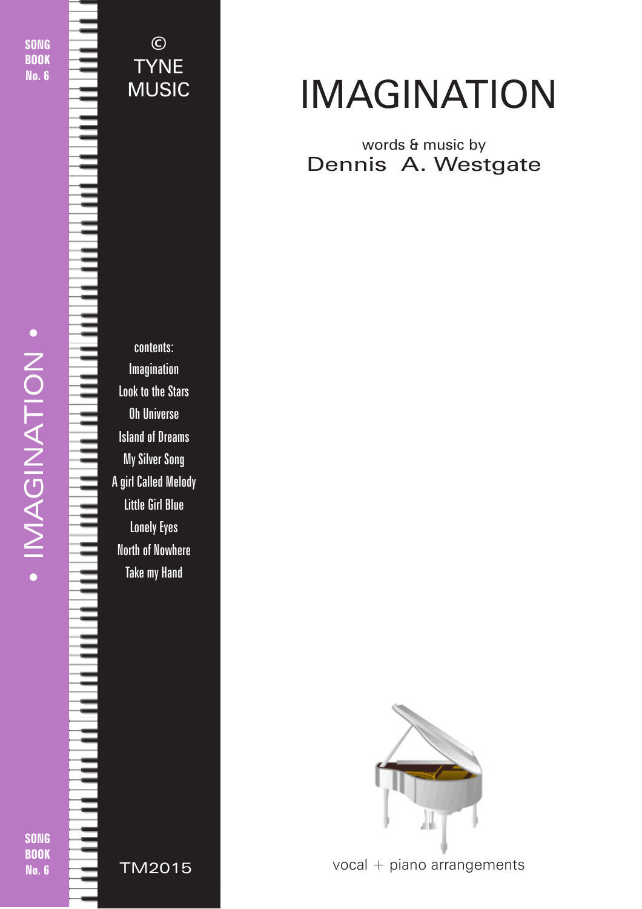SONG BOOK No. 6

© TYNE MUSIC

# IMAGINATION

words & music by
Dennis A. Westgate

contents:

- Imagination
- Look to the Stars
- Oh Universe
- Island of Dreams
- My Silver Song
- A girl Called Melody
- Little Girl Blue
- Lonely Eyes
- North of Nowhere
- Take my Hand

• IMAGINATION •

vocal + piano arrangements

TM2015

SONG BOOK No. 6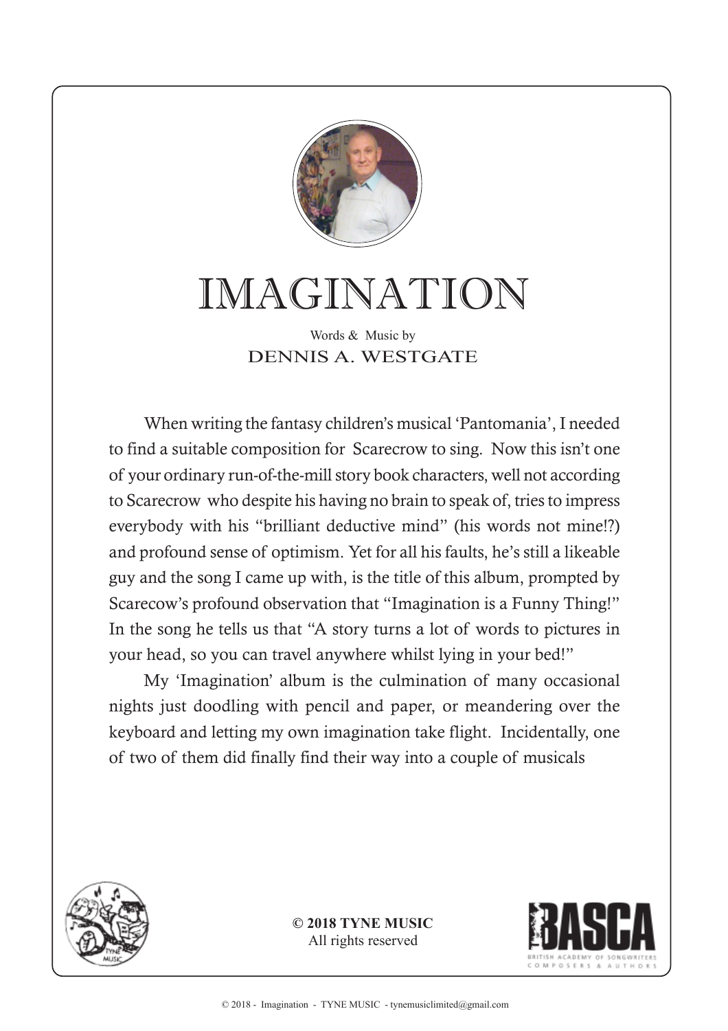# IMAGINATION

Words & Music by
DENNIS A. WESTGATE

When writing the fantasy children's musical 'Pantomania', I needed to find a suitable composition for Scarecrow to sing. Now this isn't one of your ordinary run-of-the-mill story book characters, well not according to Scarecrow who despite his having no brain to speak of, tries to impress everybody with his "brilliant deductive mind" (his words not mine!?) and profound sense of optimism. Yet for all his faults, he's still a likeable guy and the song I came up with, is the title of this album, prompted by Scarecow's profound observation that "Imagination is a Funny Thing!" In the song he tells us that "A story turns a lot of words to pictures in your head, so you can travel anywhere whilst lying in your bed!"

My 'Imagination' album is the culmination of many occasional nights just doodling with pencil and paper, or meandering over the keyboard and letting my own imagination take flight. Incidentally, one of two of them did finally find their way into a couple of musicals

**© 2018 TYNE MUSIC**
All rights reserved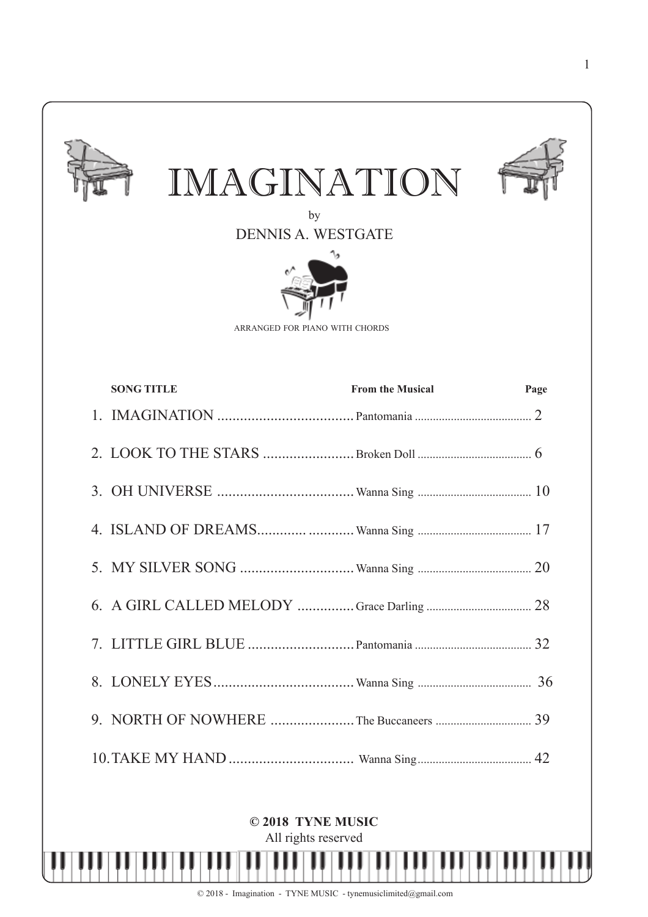# IMAGINATION

by

DENNIS A. WESTGATE

ARRANGED FOR PIANO WITH CHORDS

| SONG TITLE | From the Musical | Page |
|---|---|---|
| 1. IMAGINATION | Pantomania | 2 |
| 2. LOOK TO THE STARS | Broken Doll | 6 |
| 3. OH UNIVERSE | Wanna Sing | 10 |
| 4. ISLAND OF DREAMS | Wanna Sing | 17 |
| 5. MY SILVER SONG | Wanna Sing | 20 |
| 6. A GIRL CALLED MELODY | Grace Darling | 28 |
| 7. LITTLE GIRL BLUE | Pantomania | 32 |
| 8. LONELY EYES | Wanna Sing | 36 |
| 9. NORTH OF NOWHERE | The Buccaneers | 39 |
| 10. TAKE MY HAND | Wanna Sing | 42 |

**© 2018 TYNE MUSIC**

All rights reserved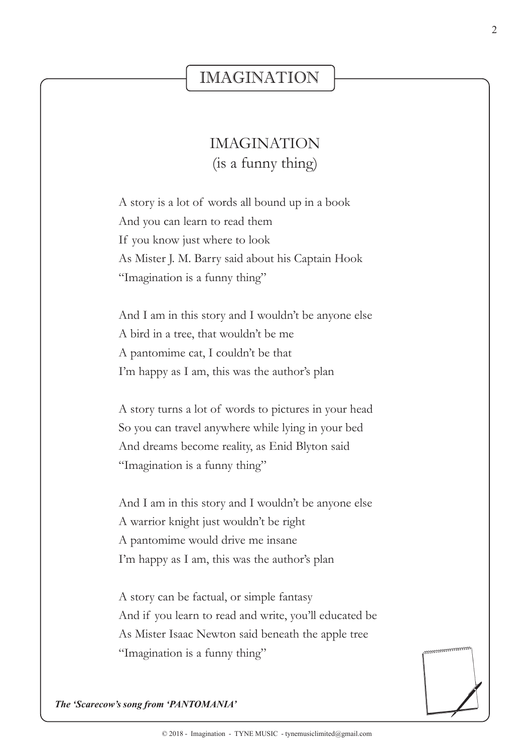# IMAGINATION

## IMAGINATION
(is a funny thing)

A story is a lot of words all bound up in a book
And you can learn to read them
If you know just where to look
As Mister J. M. Barry said about his Captain Hook
"Imagination is a funny thing"

And I am in this story and I wouldn't be anyone else
A bird in a tree, that wouldn't be me
A pantomime cat, I couldn't be that
I'm happy as I am, this was the author's plan

A story turns a lot of words to pictures in your head
So you can travel anywhere while lying in your bed
And dreams become reality, as Enid Blyton said
"Imagination is a funny thing"

And I am in this story and I wouldn't be anyone else
A warrior knight just wouldn't be right
A pantomime would drive me insane
I'm happy as I am, this was the author's plan

A story can be factual, or simple fantasy
And if you learn to read and write, you'll educated be
As Mister Isaac Newton said beneath the apple tree
"Imagination is a funny thing"

***The 'Scarecow's song from 'PANTOMANIA'***

© 2018 - Imagination - TYNE MUSIC - tynemusiclimited@gmail.com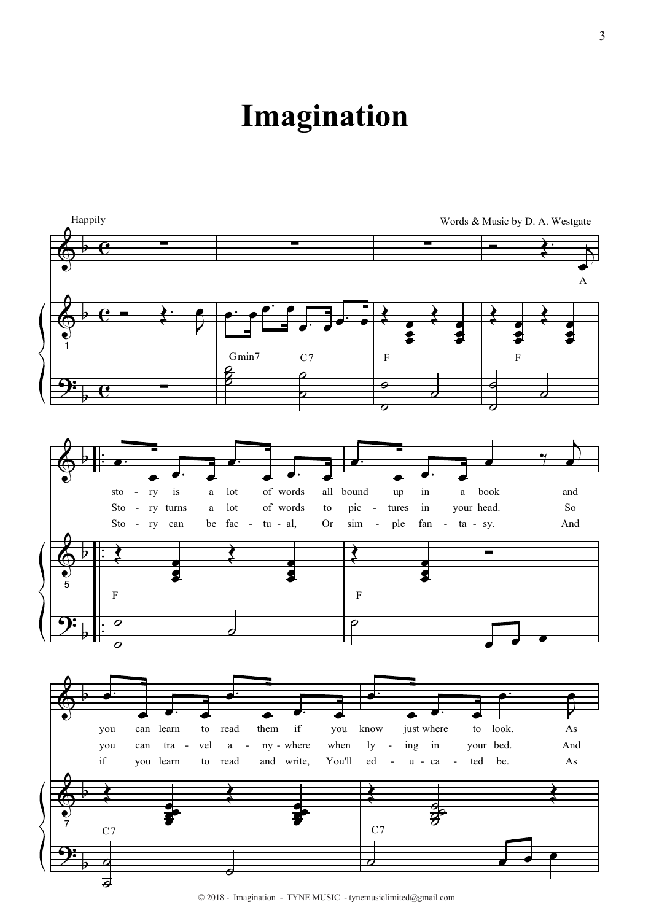# Imagination

Happily

Words & Music by D. A. Westgate

A

Gmin7 C7 F F

sto - ry is a lot of words all bound up in a book and
Sto - ry turns a lot of words to pic - tures in your head. So
Sto - ry can be fac - tu - al, Or sim - ple fan - ta - sy. And

F F

you can learn to read them if you know just where to look. As
you can tra - vel a - ny - where when ly - ing in your bed. And
if you learn to read and write, You'll ed - u - ca - ted be. As

C7 C7

© 2018 - Imagination - TYNE MUSIC - tynemusiclimited@gmail.com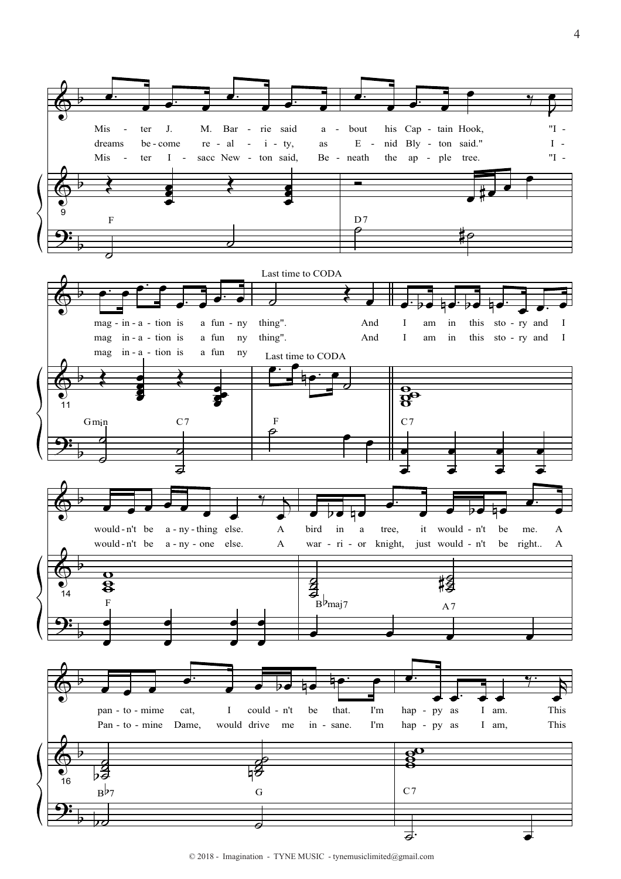Mis - ter J. M. Bar - rie said a - bout his Cap - tain Hook, "I -
dreams be - come re - al - i - ty, as E - nid Bly - ton said." I -
Mis - ter I - sacc New - ton said, Be - neath the ap - ple tree. "I -

F D7

Last time to CODA

mag - in - a - tion is a fun - ny thing". And I am in this sto - ry and I
mag in - a - tion is a fun ny thing". And I am in this sto - ry and I
mag in - a - tion is a fun ny

Last time to CODA

Gmin C7 F C7

would - n't be a - ny - thing else. A bird in a tree, it would - n't be me. A
would - n't be a - ny - one else. A war - ri - or knight, just would - n't be right.. A

F B♭maj7 A7

pan - to - mime cat, I could - n't be that. I'm hap - py as I am. This
Pan - to - mine Dame, would drive me in - sane. I'm hap - py as I am, This

B♭7 G C7